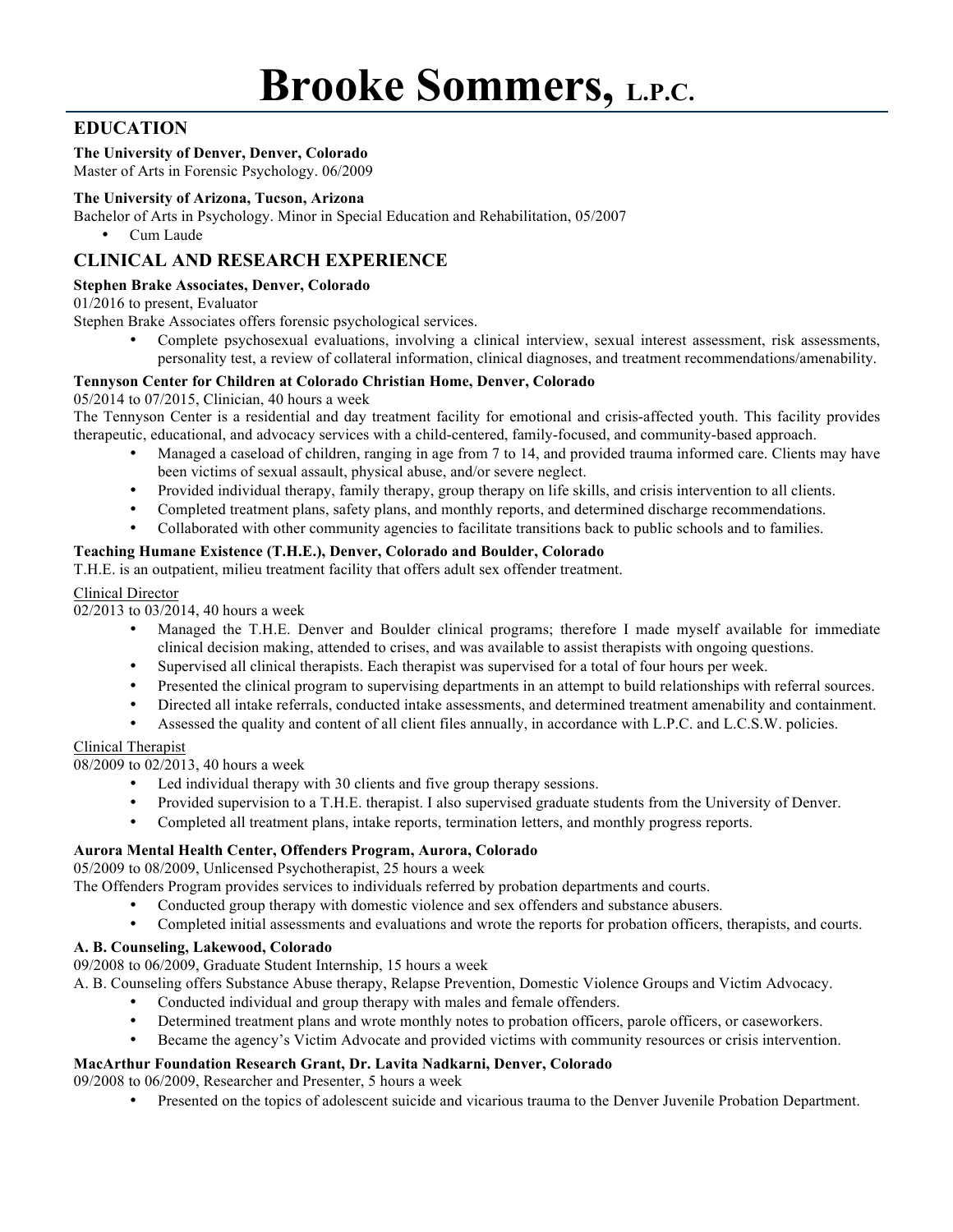# Brooke Sommers, L.P.C.

## EDUCATION

**The University of Denver, Denver, Colorado**
Master of Arts in Forensic Psychology. 06/2009

**The University of Arizona, Tucson, Arizona**
Bachelor of Arts in Psychology. Minor in Special Education and Rehabilitation, 05/2007

- Cum Laude

## CLINICAL AND RESEARCH EXPERIENCE

**Stephen Brake Associates, Denver, Colorado**
01/2016 to present, Evaluator
Stephen Brake Associates offers forensic psychological services.

- Complete psychosexual evaluations, involving a clinical interview, sexual interest assessment, risk assessments, personality test, a review of collateral information, clinical diagnoses, and treatment recommendations/amenability.

**Tennyson Center for Children at Colorado Christian Home, Denver, Colorado**
05/2014 to 07/2015, Clinician, 40 hours a week
The Tennyson Center is a residential and day treatment facility for emotional and crisis-affected youth. This facility provides therapeutic, educational, and advocacy services with a child-centered, family-focused, and community-based approach.

- Managed a caseload of children, ranging in age from 7 to 14, and provided trauma informed care. Clients may have been victims of sexual assault, physical abuse, and/or severe neglect.
- Provided individual therapy, family therapy, group therapy on life skills, and crisis intervention to all clients.
- Completed treatment plans, safety plans, and monthly reports, and determined discharge recommendations.
- Collaborated with other community agencies to facilitate transitions back to public schools and to families.

**Teaching Humane Existence (T.H.E.), Denver, Colorado and Boulder, Colorado**
T.H.E. is an outpatient, milieu treatment facility that offers adult sex offender treatment.

<u>Clinical Director</u>
02/2013 to 03/2014, 40 hours a week

- Managed the T.H.E. Denver and Boulder clinical programs; therefore I made myself available for immediate clinical decision making, attended to crises, and was available to assist therapists with ongoing questions.
- Supervised all clinical therapists. Each therapist was supervised for a total of four hours per week.
- Presented the clinical program to supervising departments in an attempt to build relationships with referral sources.
- Directed all intake referrals, conducted intake assessments, and determined treatment amenability and containment.
- Assessed the quality and content of all client files annually, in accordance with L.P.C. and L.C.S.W. policies.

<u>Clinical Therapist</u>
08/2009 to 02/2013, 40 hours a week

- Led individual therapy with 30 clients and five group therapy sessions.
- Provided supervision to a T.H.E. therapist. I also supervised graduate students from the University of Denver.
- Completed all treatment plans, intake reports, termination letters, and monthly progress reports.

**Aurora Mental Health Center, Offenders Program, Aurora, Colorado**
05/2009 to 08/2009, Unlicensed Psychotherapist, 25 hours a week
The Offenders Program provides services to individuals referred by probation departments and courts.

- Conducted group therapy with domestic violence and sex offenders and substance abusers.
- Completed initial assessments and evaluations and wrote the reports for probation officers, therapists, and courts.

**A. B. Counseling, Lakewood, Colorado**
09/2008 to 06/2009, Graduate Student Internship, 15 hours a week
A. B. Counseling offers Substance Abuse therapy, Relapse Prevention, Domestic Violence Groups and Victim Advocacy.

- Conducted individual and group therapy with males and female offenders.
- Determined treatment plans and wrote monthly notes to probation officers, parole officers, or caseworkers.
- Became the agency's Victim Advocate and provided victims with community resources or crisis intervention.

**MacArthur Foundation Research Grant, Dr. Lavita Nadkarni, Denver, Colorado**
09/2008 to 06/2009, Researcher and Presenter, 5 hours a week

- Presented on the topics of adolescent suicide and vicarious trauma to the Denver Juvenile Probation Department.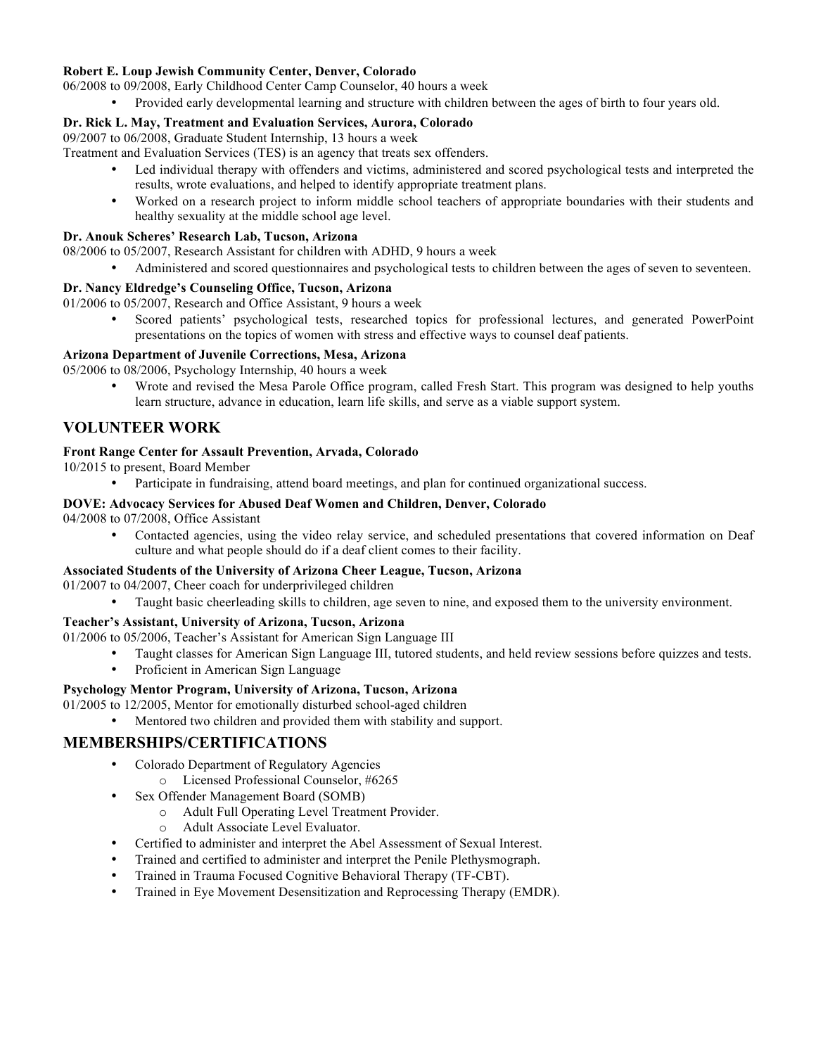**Robert E. Loup Jewish Community Center, Denver, Colorado**

06/2008 to 09/2008, Early Childhood Center Camp Counselor, 40 hours a week

- Provided early developmental learning and structure with children between the ages of birth to four years old.

**Dr. Rick L. May, Treatment and Evaluation Services, Aurora, Colorado**

09/2007 to 06/2008, Graduate Student Internship, 13 hours a week

Treatment and Evaluation Services (TES) is an agency that treats sex offenders.

- Led individual therapy with offenders and victims, administered and scored psychological tests and interpreted the results, wrote evaluations, and helped to identify appropriate treatment plans.
- Worked on a research project to inform middle school teachers of appropriate boundaries with their students and healthy sexuality at the middle school age level.

**Dr. Anouk Scheres' Research Lab, Tucson, Arizona**

08/2006 to 05/2007, Research Assistant for children with ADHD, 9 hours a week

- Administered and scored questionnaires and psychological tests to children between the ages of seven to seventeen.

**Dr. Nancy Eldredge's Counseling Office, Tucson, Arizona**

01/2006 to 05/2007, Research and Office Assistant, 9 hours a week

- Scored patients' psychological tests, researched topics for professional lectures, and generated PowerPoint presentations on the topics of women with stress and effective ways to counsel deaf patients.

**Arizona Department of Juvenile Corrections, Mesa, Arizona**

05/2006 to 08/2006, Psychology Internship, 40 hours a week

- Wrote and revised the Mesa Parole Office program, called Fresh Start. This program was designed to help youths learn structure, advance in education, learn life skills, and serve as a viable support system.

## VOLUNTEER WORK

**Front Range Center for Assault Prevention, Arvada, Colorado**

10/2015 to present, Board Member

- Participate in fundraising, attend board meetings, and plan for continued organizational success.

**DOVE: Advocacy Services for Abused Deaf Women and Children, Denver, Colorado**

04/2008 to 07/2008, Office Assistant

- Contacted agencies, using the video relay service, and scheduled presentations that covered information on Deaf culture and what people should do if a deaf client comes to their facility.

**Associated Students of the University of Arizona Cheer League, Tucson, Arizona**

01/2007 to 04/2007, Cheer coach for underprivileged children

- Taught basic cheerleading skills to children, age seven to nine, and exposed them to the university environment.

**Teacher's Assistant, University of Arizona, Tucson, Arizona**

01/2006 to 05/2006, Teacher's Assistant for American Sign Language III

- Taught classes for American Sign Language III, tutored students, and held review sessions before quizzes and tests.
- Proficient in American Sign Language

**Psychology Mentor Program, University of Arizona, Tucson, Arizona**

01/2005 to 12/2005, Mentor for emotionally disturbed school-aged children

- Mentored two children and provided them with stability and support.

## MEMBERSHIPS/CERTIFICATIONS

- Colorado Department of Regulatory Agencies
  - Licensed Professional Counselor, #6265
- Sex Offender Management Board (SOMB)
  - Adult Full Operating Level Treatment Provider.
  - Adult Associate Level Evaluator.
- Certified to administer and interpret the Abel Assessment of Sexual Interest.
- Trained and certified to administer and interpret the Penile Plethysmograph.
- Trained in Trauma Focused Cognitive Behavioral Therapy (TF-CBT).
- Trained in Eye Movement Desensitization and Reprocessing Therapy (EMDR).